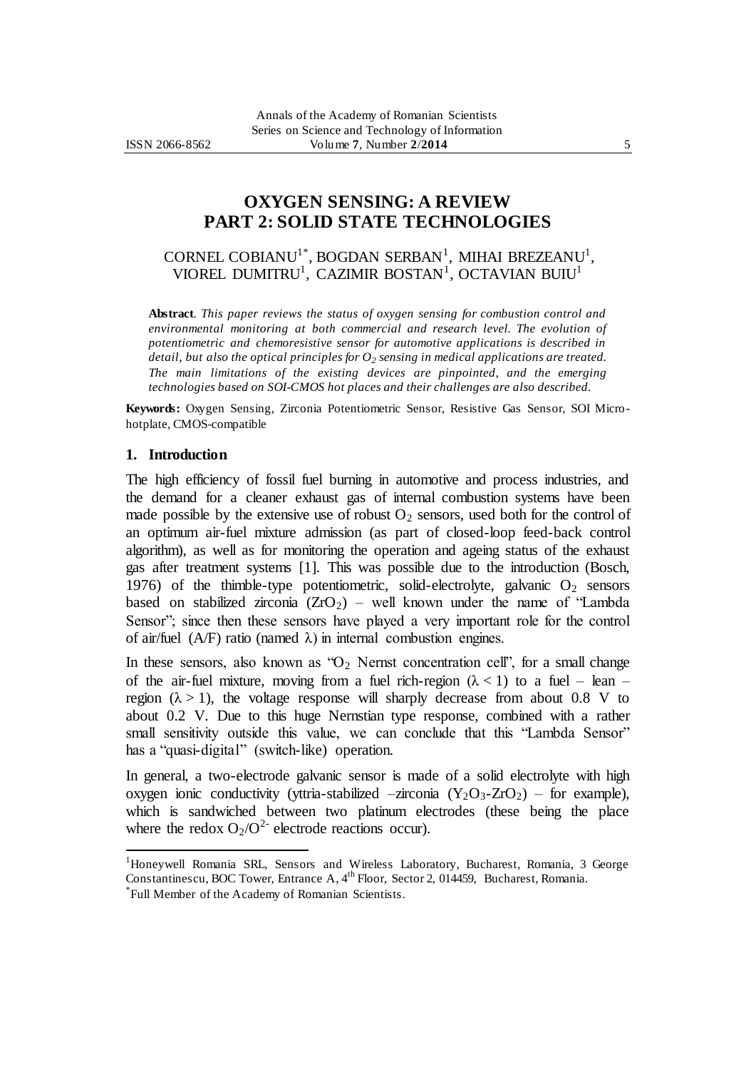# OXYGEN SENSING: A REVIEW PART 2: SOLID STATE TECHNOLOGIES

CORNEL COBIANU[1*], BOGDAN SERBAN[1], MIHAI BREZEANU[1], VIOREL DUMITRU[1], CAZIMIR BOSTAN[1], OCTAVIAN BUIU[1]

**Abstract**. *This paper reviews the status of oxygen sensing for combustion control and environmental monitoring at both commercial and research level. The evolution of potentiometric and chemoresistive sensor for automotive applications is described in detail, but also the optical principles for $O_2$ sensing in medical applications are treated. The main limitations of the existing devices are pinpointed, and the emerging technologies based on SOI-CMOS hot places and their challenges are also described.*

**Keywords:** Oxygen Sensing, Zirconia Potentiometric Sensor, Resistive Gas Sensor, SOI Micro-hotplate, CMOS-compatible

## 1. Introduction

The high efficiency of fossil fuel burning in automotive and process industries, and the demand for a cleaner exhaust gas of internal combustion systems have been made possible by the extensive use of robust $O_2$ sensors, used both for the control of an optimum air-fuel mixture admission (as part of closed-loop feed-back control algorithm), as well as for monitoring the operation and ageing status of the exhaust gas after treatment systems [1]. This was possible due to the introduction (Bosch, 1976) of the thimble-type potentiometric, solid-electrolyte, galvanic $O_2$ sensors based on stabilized zirconia ($ZrO_2$) – well known under the name of "Lambda Sensor"; since then these sensors have played a very important role for the control of air/fuel (A/F) ratio (named $\lambda$) in internal combustion engines.

In these sensors, also known as "$O_2$ Nernst concentration cell", for a small change of the air-fuel mixture, moving from a fuel rich-region ($\lambda < 1$) to a fuel – lean – region ($\lambda > 1$), the voltage response will sharply decrease from about 0.8 V to about 0.2 V. Due to this huge Nernstian type response, combined with a rather small sensitivity outside this value, we can conclude that this "Lambda Sensor" has a "quasi-digital" (switch-like) operation.

In general, a two-electrode galvanic sensor is made of a solid electrolyte with high oxygen ionic conductivity (yttria-stabilized –zirconia ($Y_2O_3$-$ZrO_2$) – for example), which is sandwiched between two platinum electrodes (these being the place where the redox $O_2/O^{2-}$ electrode reactions occur).

[1]Honeywell Romania SRL, Sensors and Wireless Laboratory, Bucharest, Romania, 3 George Constantinescu, BOC Tower, Entrance A, 4[th] Floor, Sector 2, 014459, Bucharest, Romania.

[*]Full Member of the Academy of Romanian Scientists.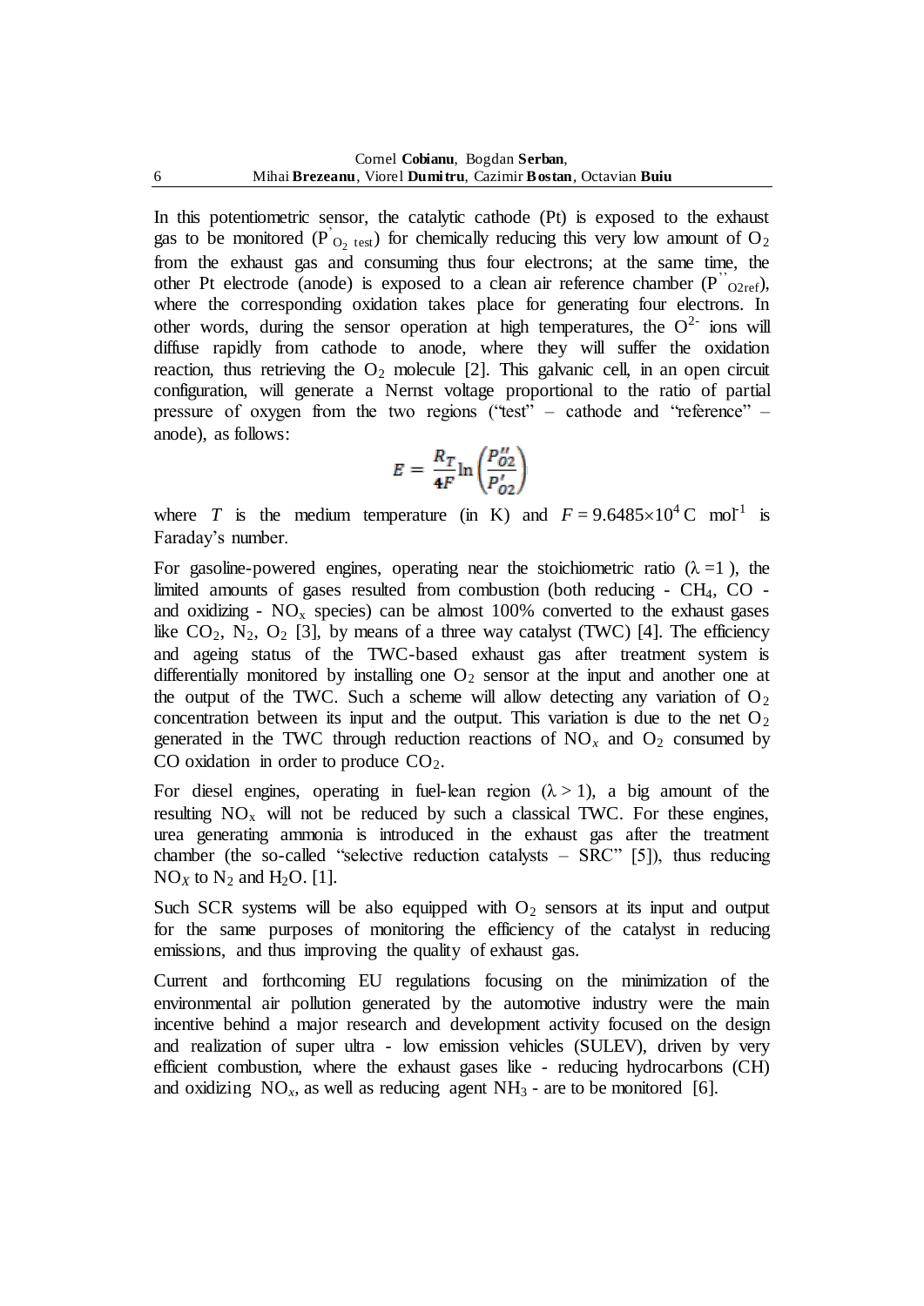In this potentiometric sensor, the catalytic cathode (Pt) is exposed to the exhaust gas to be monitored ($P'_{O_2\ test}$) for chemically reducing this very low amount of $O_2$ from the exhaust gas and consuming thus four electrons; at the same time, the other Pt electrode (anode) is exposed to a clean air reference chamber ($P''_{O2ref}$), where the corresponding oxidation takes place for generating four electrons. In other words, during the sensor operation at high temperatures, the $O^{2-}$ ions will diffuse rapidly from cathode to anode, where they will suffer the oxidation reaction, thus retrieving the $O_2$ molecule [2]. This galvanic cell, in an open circuit configuration, will generate a Nernst voltage proportional to the ratio of partial pressure of oxygen from the two regions ("test" – cathode and "reference" – anode), as follows:

$$E = \frac{R_T}{4F} \ln \left( \frac{P''_{O2}}{P'_{O2}} \right)$$

where $T$ is the medium temperature (in K) and $F = 9.6485 \times 10^4$ C mol$^{-1}$ is Faraday's number.

For gasoline-powered engines, operating near the stoichiometric ratio ($\lambda = 1$), the limited amounts of gases resulted from combustion (both reducing - $CH_4$, CO - and oxidizing - $NO_x$ species) can be almost 100% converted to the exhaust gases like $CO_2$, $N_2$, $O_2$ [3], by means of a three way catalyst (TWC) [4]. The efficiency and ageing status of the TWC-based exhaust gas after treatment system is differentially monitored by installing one $O_2$ sensor at the input and another one at the output of the TWC. Such a scheme will allow detecting any variation of $O_2$ concentration between its input and the output. This variation is due to the net $O_2$ generated in the TWC through reduction reactions of $NO_x$ and $O_2$ consumed by CO oxidation in order to produce $CO_2$.

For diesel engines, operating in fuel-lean region ($\lambda > 1$), a big amount of the resulting $NO_x$ will not be reduced by such a classical TWC. For these engines, urea generating ammonia is introduced in the exhaust gas after the treatment chamber (the so-called "selective reduction catalysts – SRC" [5]), thus reducing $NO_X$ to $N_2$ and $H_2O$. [1].

Such SCR systems will be also equipped with $O_2$ sensors at its input and output for the same purposes of monitoring the efficiency of the catalyst in reducing emissions, and thus improving the quality of exhaust gas.

Current and forthcoming EU regulations focusing on the minimization of the environmental air pollution generated by the automotive industry were the main incentive behind a major research and development activity focused on the design and realization of super ultra - low emission vehicles (SULEV), driven by very efficient combustion, where the exhaust gases like - reducing hydrocarbons (CH) and oxidizing $NO_x$, as well as reducing agent $NH_3$ - are to be monitored [6].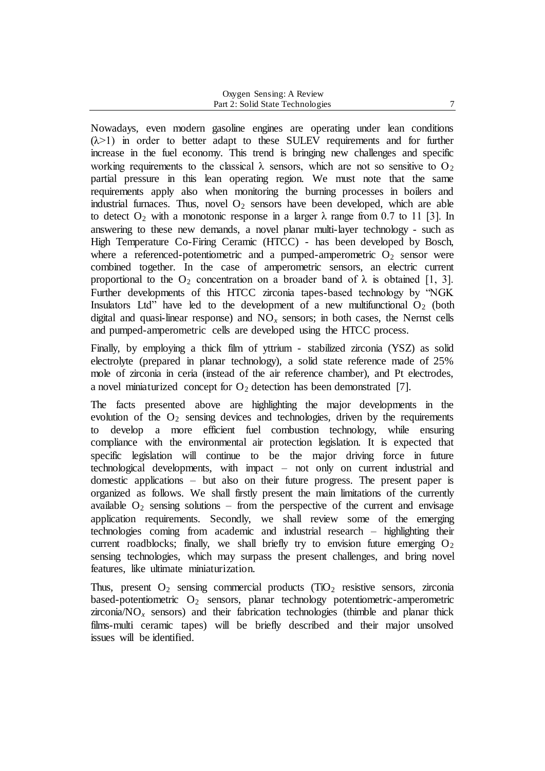Nowadays, even modern gasoline engines are operating under lean conditions ($\lambda>1$) in order to better adapt to these SULEV requirements and for further increase in the fuel economy. This trend is bringing new challenges and specific working requirements to the classical $\lambda$ sensors, which are not so sensitive to $O_2$ partial pressure in this lean operating region. We must note that the same requirements apply also when monitoring the burning processes in boilers and industrial furnaces. Thus, novel $O_2$ sensors have been developed, which are able to detect $O_2$ with a monotonic response in a larger $\lambda$ range from 0.7 to 11 [3]. In answering to these new demands, a novel planar multi-layer technology - such as High Temperature Co-Firing Ceramic (HTCC) - has been developed by Bosch, where a referenced-potentiometric and a pumped-amperometric $O_2$ sensor were combined together. In the case of amperometric sensors, an electric current proportional to the $O_2$ concentration on a broader band of $\lambda$ is obtained [1, 3]. Further developments of this HTCC zirconia tapes-based technology by "NGK Insulators Ltd" have led to the development of a new multifunctional $O_2$ (both digital and quasi-linear response) and $NO_x$ sensors; in both cases, the Nernst cells and pumped-amperometric cells are developed using the HTCC process.

Finally, by employing a thick film of yttrium - stabilized zirconia (YSZ) as solid electrolyte (prepared in planar technology), a solid state reference made of 25% mole of zirconia in ceria (instead of the air reference chamber), and Pt electrodes, a novel miniaturized concept for $O_2$ detection has been demonstrated [7].

The facts presented above are highlighting the major developments in the evolution of the $O_2$ sensing devices and technologies, driven by the requirements to develop a more efficient fuel combustion technology, while ensuring compliance with the environmental air protection legislation. It is expected that specific legislation will continue to be the major driving force in future technological developments, with impact – not only on current industrial and domestic applications – but also on their future progress. The present paper is organized as follows. We shall firstly present the main limitations of the currently available $O_2$ sensing solutions – from the perspective of the current and envisage application requirements. Secondly, we shall review some of the emerging technologies coming from academic and industrial research – highlighting their current roadblocks; finally, we shall briefly try to envision future emerging $O_2$ sensing technologies, which may surpass the present challenges, and bring novel features, like ultimate miniaturization.

Thus, present $O_2$ sensing commercial products ($TiO_2$ resistive sensors, zirconia based-potentiometric $O_2$ sensors, planar technology potentiometric-amperometric zirconia/$NO_x$ sensors) and their fabrication technologies (thimble and planar thick films-multi ceramic tapes) will be briefly described and their major unsolved issues will be identified.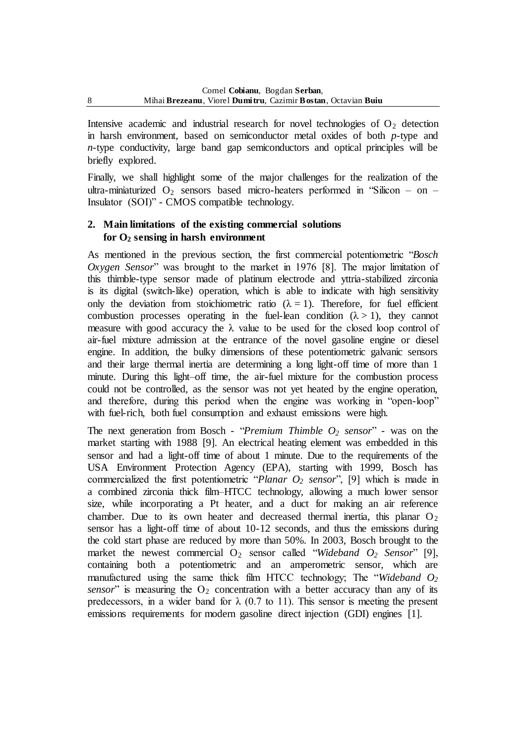Intensive academic and industrial research for novel technologies of $O_2$ detection in harsh environment, based on semiconductor metal oxides of both *p*-type and *n*-type conductivity, large band gap semiconductors and optical principles will be briefly explored.

Finally, we shall highlight some of the major challenges for the realization of the ultra-miniaturized $O_2$ sensors based micro-heaters performed in "Silicon – on – Insulator (SOI)" - CMOS compatible technology.

## 2. Main limitations of the existing commercial solutions for $O_2$ sensing in harsh environment

As mentioned in the previous section, the first commercial potentiometric "*Bosch Oxygen Sensor*" was brought to the market in 1976 [8]. The major limitation of this thimble-type sensor made of platinum electrode and yttria-stabilized zirconia is its digital (switch-like) operation, which is able to indicate with high sensitivity only the deviation from stoichiometric ratio ($\lambda = 1$). Therefore, for fuel efficient combustion processes operating in the fuel-lean condition ($\lambda > 1$), they cannot measure with good accuracy the $\lambda$ value to be used for the closed loop control of air-fuel mixture admission at the entrance of the novel gasoline engine or diesel engine. In addition, the bulky dimensions of these potentiometric galvanic sensors and their large thermal inertia are determining a long light-off time of more than 1 minute. During this light–off time, the air-fuel mixture for the combustion process could not be controlled, as the sensor was not yet heated by the engine operation, and therefore, during this period when the engine was working in "open-loop" with fuel-rich, both fuel consumption and exhaust emissions were high.

The next generation from Bosch - "*Premium Thimble $O_2$ sensor*" - was on the market starting with 1988 [9]. An electrical heating element was embedded in this sensor and had a light-off time of about 1 minute. Due to the requirements of the USA Environment Protection Agency (EPA), starting with 1999, Bosch has commercialized the first potentiometric "*Planar $O_2$ sensor*", [9] which is made in a combined zirconia thick film–HTCC technology, allowing a much lower sensor size, while incorporating a Pt heater, and a duct for making an air reference chamber. Due to its own heater and decreased thermal inertia, this planar $O_2$ sensor has a light-off time of about 10-12 seconds, and thus the emissions during the cold start phase are reduced by more than 50%. In 2003, Bosch brought to the market the newest commercial $O_2$ sensor called "*Wideband $O_2$ Sensor*" [9], containing both a potentiometric and an amperometric sensor, which are manufactured using the same thick film HTCC technology; The "*Wideband $O_2$ sensor*" is measuring the $O_2$ concentration with a better accuracy than any of its predecessors, in a wider band for $\lambda$ (0.7 to 11). This sensor is meeting the present emissions requirements for modern gasoline direct injection (GDI) engines [1].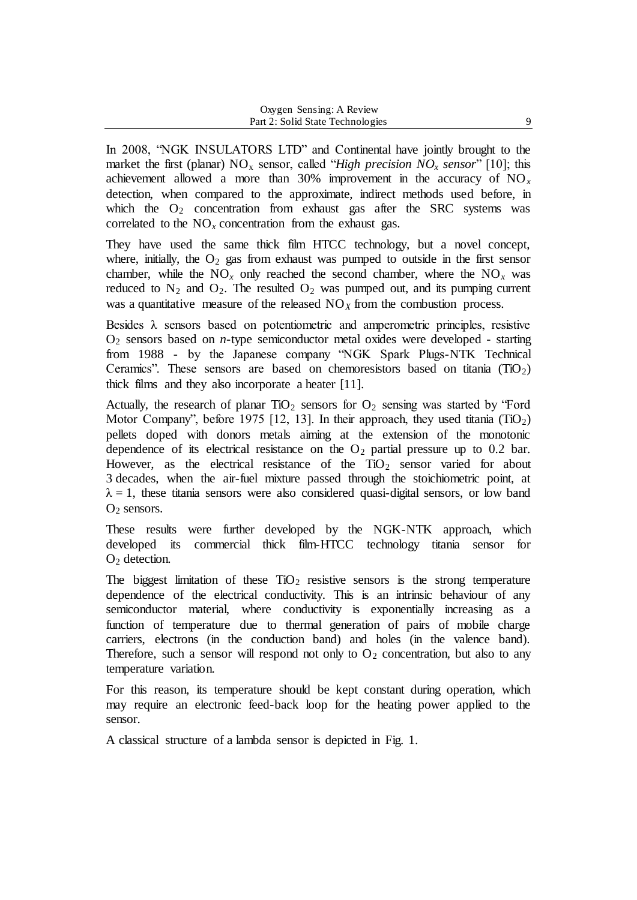In 2008, "NGK INSULATORS LTD" and Continental have jointly brought to the market the first (planar) $NO_x$ sensor, called "*High precision $NO_x$ sensor*" [10]; this achievement allowed a more than 30% improvement in the accuracy of $NO_x$ detection, when compared to the approximate, indirect methods used before, in which the $O_2$ concentration from exhaust gas after the SRC systems was correlated to the $NO_x$ concentration from the exhaust gas.

They have used the same thick film HTCC technology, but a novel concept, where, initially, the $O_2$ gas from exhaust was pumped to outside in the first sensor chamber, while the $NO_x$ only reached the second chamber, where the $NO_x$ was reduced to $N_2$ and $O_2$. The resulted $O_2$ was pumped out, and its pumping current was a quantitative measure of the released $NO_X$ from the combustion process.

Besides $\lambda$ sensors based on potentiometric and amperometric principles, resistive $O_2$ sensors based on *n*-type semiconductor metal oxides were developed - starting from 1988 - by the Japanese company "NGK Spark Plugs-NTK Technical Ceramics". These sensors are based on chemoresistors based on titania ($TiO_2$) thick films and they also incorporate a heater [11].

Actually, the research of planar $TiO_2$ sensors for $O_2$ sensing was started by "Ford Motor Company", before 1975 [12, 13]. In their approach, they used titania ($TiO_2$) pellets doped with donors metals aiming at the extension of the monotonic dependence of its electrical resistance on the $O_2$ partial pressure up to 0.2 bar. However, as the electrical resistance of the $TiO_2$ sensor varied for about 3 decades, when the air-fuel mixture passed through the stoichiometric point, at $\lambda = 1$, these titania sensors were also considered quasi-digital sensors, or low band $O_2$ sensors.

These results were further developed by the NGK-NTK approach, which developed its commercial thick film-HTCC technology titania sensor for $O_2$ detection.

The biggest limitation of these $TiO_2$ resistive sensors is the strong temperature dependence of the electrical conductivity. This is an intrinsic behaviour of any semiconductor material, where conductivity is exponentially increasing as a function of temperature due to thermal generation of pairs of mobile charge carriers, electrons (in the conduction band) and holes (in the valence band). Therefore, such a sensor will respond not only to $O_2$ concentration, but also to any temperature variation.

For this reason, its temperature should be kept constant during operation, which may require an electronic feed-back loop for the heating power applied to the sensor.

A classical structure of a lambda sensor is depicted in Fig. 1.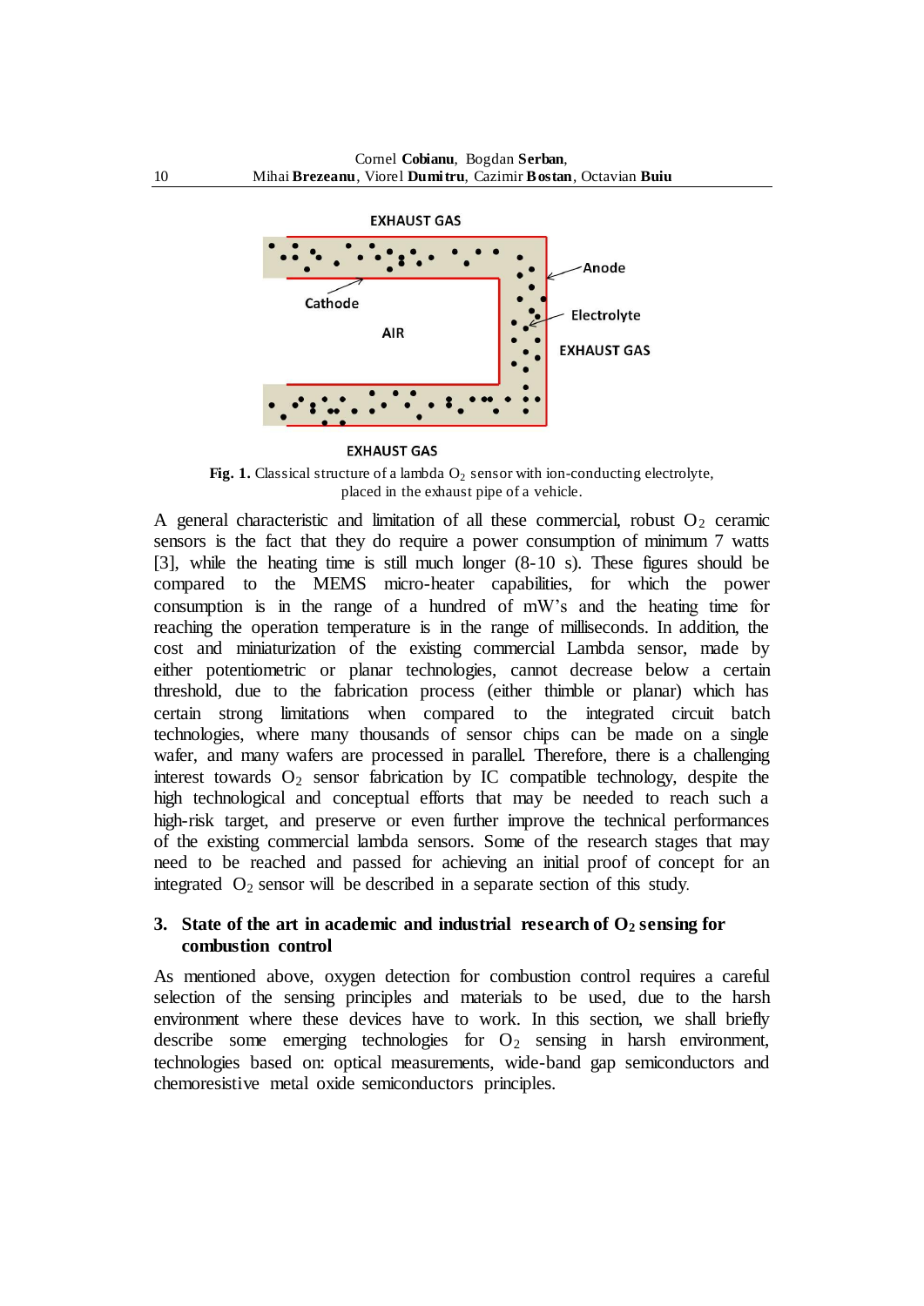Fig. 1. Classical structure of a lambda $O_2$ sensor with ion-conducting electrolyte, placed in the exhaust pipe of a vehicle.

A general characteristic and limitation of all these commercial, robust $O_2$ ceramic sensors is the fact that they do require a power consumption of minimum 7 watts [3], while the heating time is still much longer (8-10 s). These figures should be compared to the MEMS micro-heater capabilities, for which the power consumption is in the range of a hundred of mW's and the heating time for reaching the operation temperature is in the range of milliseconds. In addition, the cost and miniaturization of the existing commercial Lambda sensor, made by either potentiometric or planar technologies, cannot decrease below a certain threshold, due to the fabrication process (either thimble or planar) which has certain strong limitations when compared to the integrated circuit batch technologies, where many thousands of sensor chips can be made on a single wafer, and many wafers are processed in parallel. Therefore, there is a challenging interest towards $O_2$ sensor fabrication by IC compatible technology, despite the high technological and conceptual efforts that may be needed to reach such a high-risk target, and preserve or even further improve the technical performances of the existing commercial lambda sensors. Some of the research stages that may need to be reached and passed for achieving an initial proof of concept for an integrated $O_2$ sensor will be described in a separate section of this study.

## 3. State of the art in academic and industrial research of $O_2$ sensing for combustion control

As mentioned above, oxygen detection for combustion control requires a careful selection of the sensing principles and materials to be used, due to the harsh environment where these devices have to work. In this section, we shall briefly describe some emerging technologies for $O_2$ sensing in harsh environment, technologies based on: optical measurements, wide-band gap semiconductors and chemoresistive metal oxide semiconductors principles.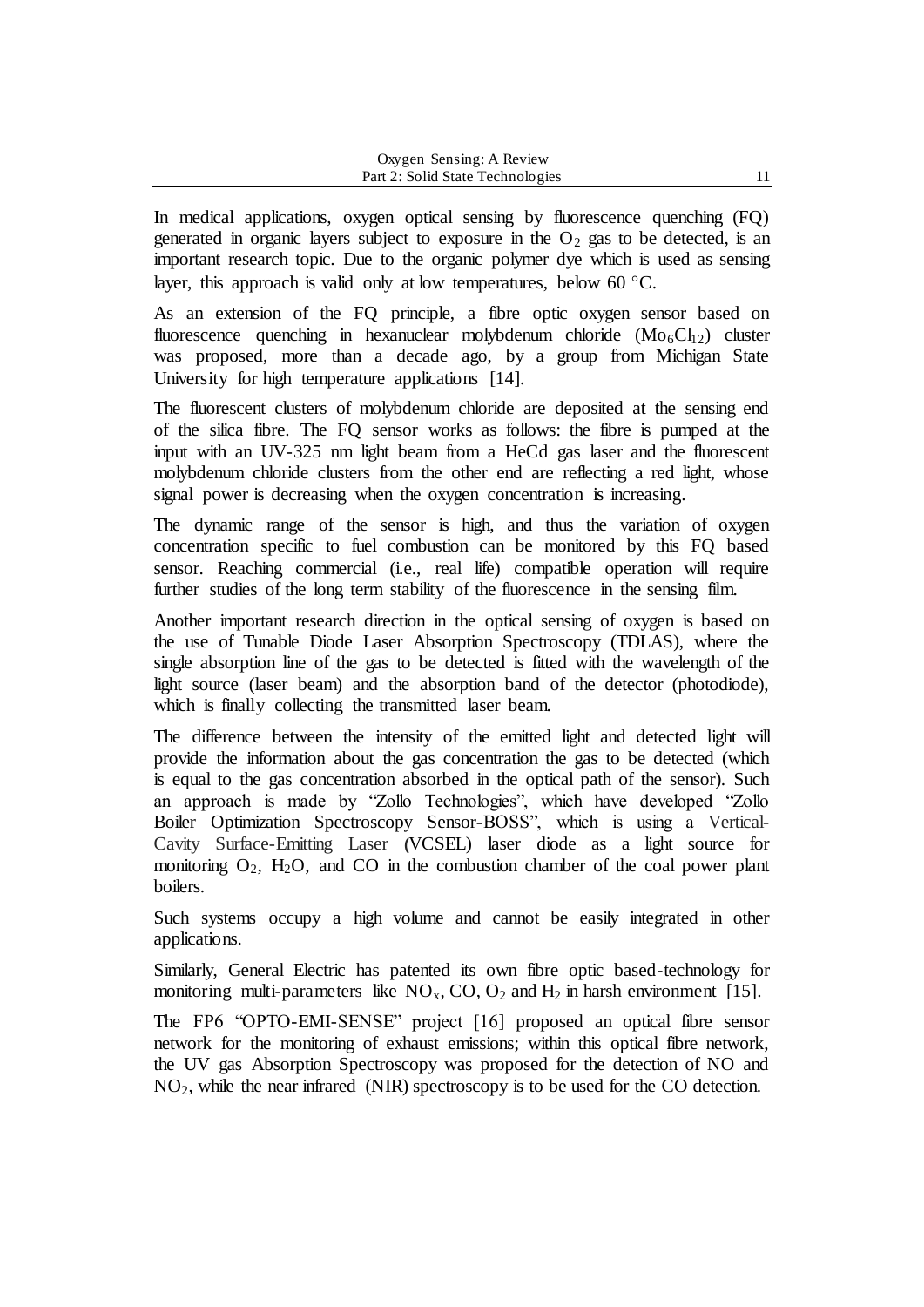In medical applications, oxygen optical sensing by fluorescence quenching (FQ) generated in organic layers subject to exposure in the $O_2$ gas to be detected, is an important research topic. Due to the organic polymer dye which is used as sensing layer, this approach is valid only at low temperatures, below 60 °C.

As an extension of the FQ principle, a fibre optic oxygen sensor based on fluorescence quenching in hexanuclear molybdenum chloride ($Mo_6Cl_{12}$) cluster was proposed, more than a decade ago, by a group from Michigan State University for high temperature applications [14].

The fluorescent clusters of molybdenum chloride are deposited at the sensing end of the silica fibre. The FQ sensor works as follows: the fibre is pumped at the input with an UV-325 nm light beam from a HeCd gas laser and the fluorescent molybdenum chloride clusters from the other end are reflecting a red light, whose signal power is decreasing when the oxygen concentration is increasing.

The dynamic range of the sensor is high, and thus the variation of oxygen concentration specific to fuel combustion can be monitored by this FQ based sensor. Reaching commercial (i.e., real life) compatible operation will require further studies of the long term stability of the fluorescence in the sensing film.

Another important research direction in the optical sensing of oxygen is based on the use of Tunable Diode Laser Absorption Spectroscopy (TDLAS), where the single absorption line of the gas to be detected is fitted with the wavelength of the light source (laser beam) and the absorption band of the detector (photodiode), which is finally collecting the transmitted laser beam.

The difference between the intensity of the emitted light and detected light will provide the information about the gas concentration the gas to be detected (which is equal to the gas concentration absorbed in the optical path of the sensor). Such an approach is made by "Zollo Technologies", which have developed "Zollo Boiler Optimization Spectroscopy Sensor-BOSS", which is using a Vertical-Cavity Surface-Emitting Laser (VCSEL) laser diode as a light source for monitoring $O_2$, $H_2O$, and CO in the combustion chamber of the coal power plant boilers.

Such systems occupy a high volume and cannot be easily integrated in other applications.

Similarly, General Electric has patented its own fibre optic based-technology for monitoring multi-parameters like $NO_x$, CO, $O_2$ and $H_2$ in harsh environment [15].

The FP6 "OPTO-EMI-SENSE" project [16] proposed an optical fibre sensor network for the monitoring of exhaust emissions; within this optical fibre network, the UV gas Absorption Spectroscopy was proposed for the detection of NO and $NO_2$, while the near infrared (NIR) spectroscopy is to be used for the CO detection.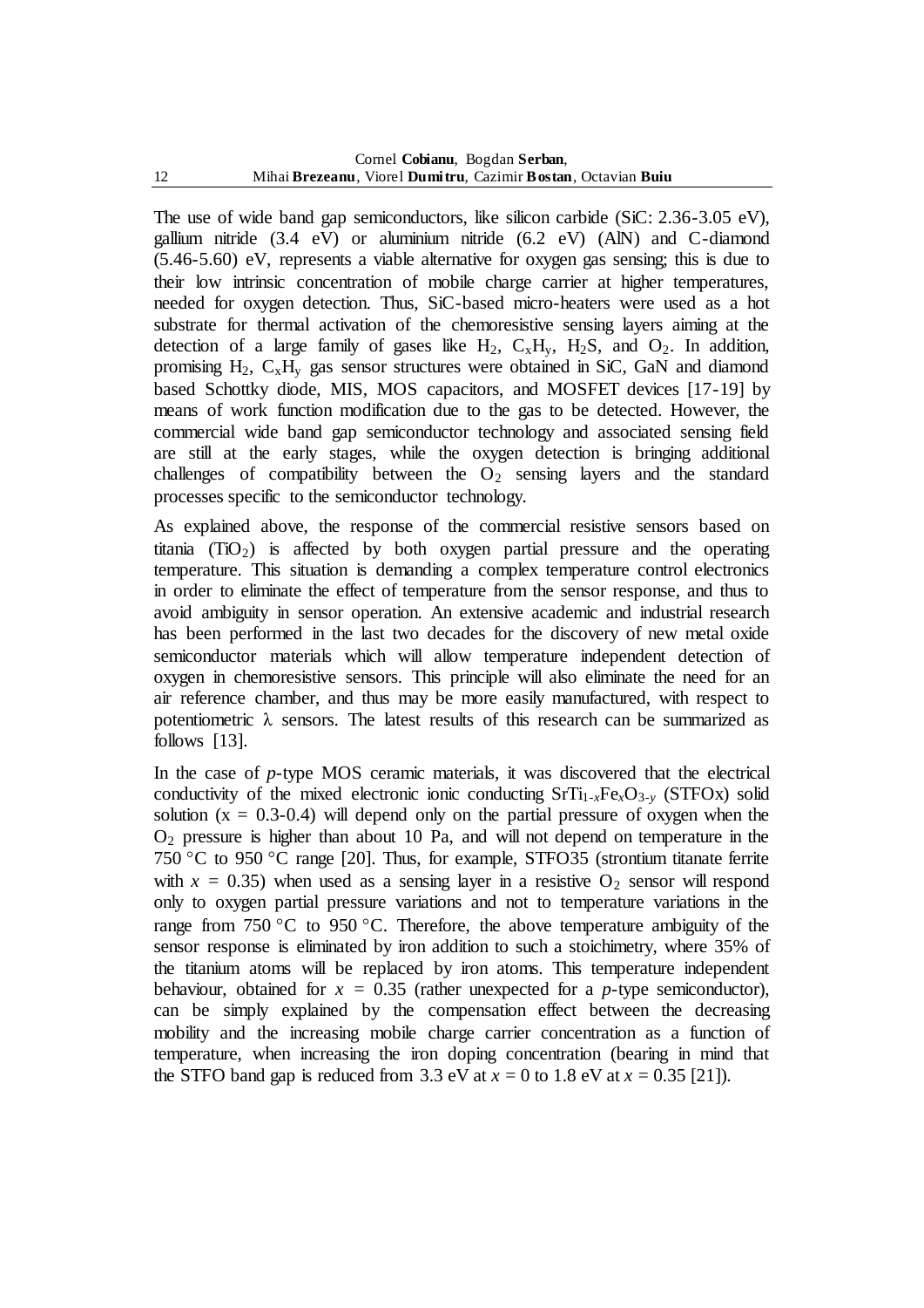The use of wide band gap semiconductors, like silicon carbide (SiC: 2.36-3.05 eV), gallium nitride (3.4 eV) or aluminium nitride (6.2 eV) (AlN) and C-diamond (5.46-5.60) eV, represents a viable alternative for oxygen gas sensing; this is due to their low intrinsic concentration of mobile charge carrier at higher temperatures, needed for oxygen detection. Thus, SiC-based micro-heaters were used as a hot substrate for thermal activation of the chemoresistive sensing layers aiming at the detection of a large family of gases like $H_2$, $C_xH_y$, $H_2S$, and $O_2$. In addition, promising $H_2$, $C_xH_y$ gas sensor structures were obtained in SiC, GaN and diamond based Schottky diode, MIS, MOS capacitors, and MOSFET devices [17-19] by means of work function modification due to the gas to be detected. However, the commercial wide band gap semiconductor technology and associated sensing field are still at the early stages, while the oxygen detection is bringing additional challenges of compatibility between the $O_2$ sensing layers and the standard processes specific to the semiconductor technology.

As explained above, the response of the commercial resistive sensors based on titania ($TiO_2$) is affected by both oxygen partial pressure and the operating temperature. This situation is demanding a complex temperature control electronics in order to eliminate the effect of temperature from the sensor response, and thus to avoid ambiguity in sensor operation. An extensive academic and industrial research has been performed in the last two decades for the discovery of new metal oxide semiconductor materials which will allow temperature independent detection of oxygen in chemoresistive sensors. This principle will also eliminate the need for an air reference chamber, and thus may be more easily manufactured, with respect to potentiometric $\lambda$ sensors. The latest results of this research can be summarized as follows [13].

In the case of *p*-type MOS ceramic materials, it was discovered that the electrical conductivity of the mixed electronic ionic conducting $SrTi_{1-x}Fe_xO_{3-y}$ (STFOx) solid solution ($x = 0.3$-$0.4$) will depend only on the partial pressure of oxygen when the $O_2$ pressure is higher than about 10 Pa, and will not depend on temperature in the 750 °C to 950 °C range [20]. Thus, for example, STFO35 (strontium titanate ferrite with $x = 0.35$) when used as a sensing layer in a resistive $O_2$ sensor will respond only to oxygen partial pressure variations and not to temperature variations in the range from 750 °C to 950 °C. Therefore, the above temperature ambiguity of the sensor response is eliminated by iron addition to such a stoichimetry, where 35% of the titanium atoms will be replaced by iron atoms. This temperature independent behaviour, obtained for $x = 0.35$ (rather unexpected for a *p*-type semiconductor), can be simply explained by the compensation effect between the decreasing mobility and the increasing mobile charge carrier concentration as a function of temperature, when increasing the iron doping concentration (bearing in mind that the STFO band gap is reduced from 3.3 eV at $x = 0$ to 1.8 eV at $x = 0.35$ [21]).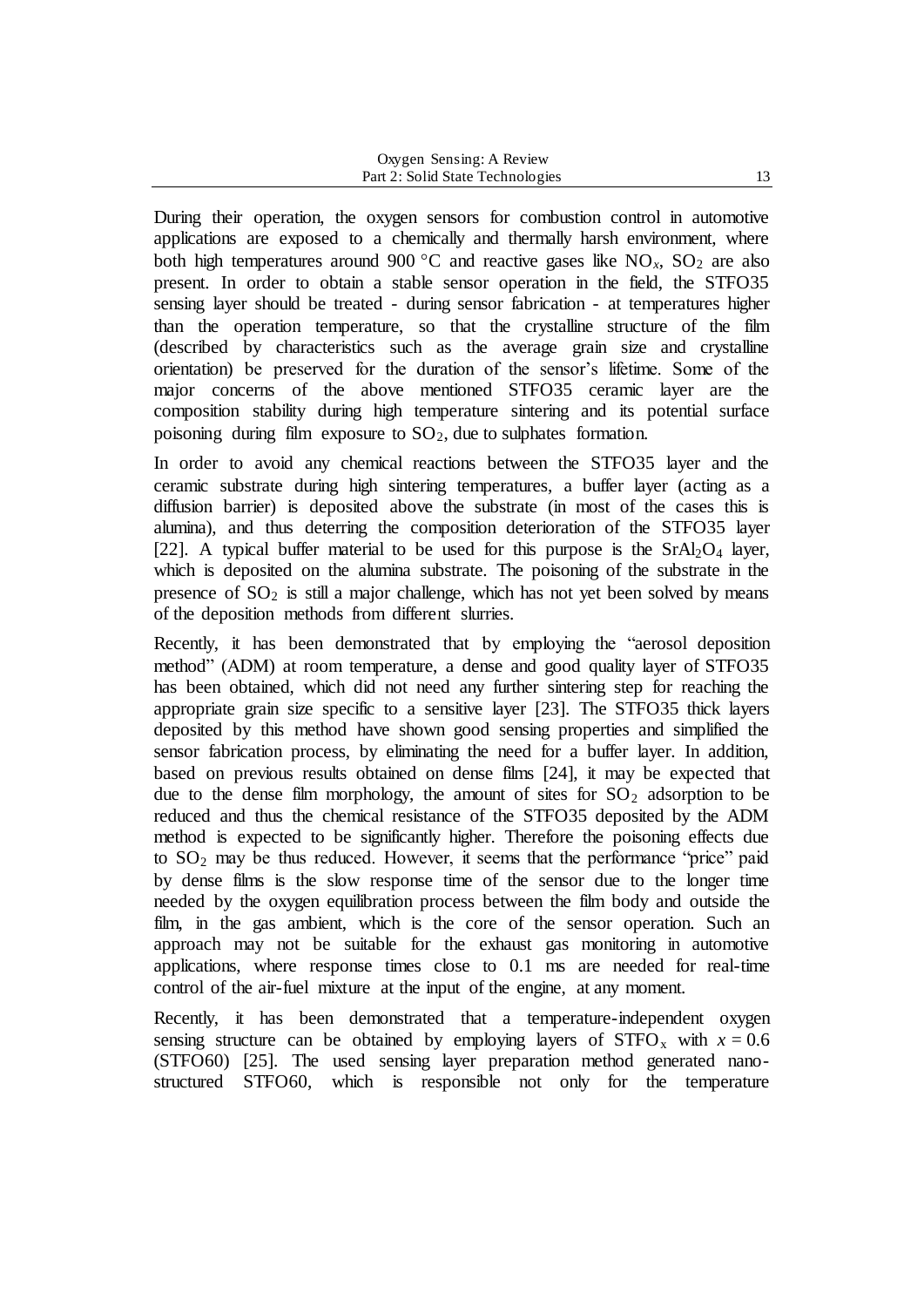During their operation, the oxygen sensors for combustion control in automotive applications are exposed to a chemically and thermally harsh environment, where both high temperatures around 900 °C and reactive gases like $NO_x$, $SO_2$ are also present. In order to obtain a stable sensor operation in the field, the STFO35 sensing layer should be treated - during sensor fabrication - at temperatures higher than the operation temperature, so that the crystalline structure of the film (described by characteristics such as the average grain size and crystalline orientation) be preserved for the duration of the sensor's lifetime. Some of the major concerns of the above mentioned STFO35 ceramic layer are the composition stability during high temperature sintering and its potential surface poisoning during film exposure to $SO_2$, due to sulphates formation.

In order to avoid any chemical reactions between the STFO35 layer and the ceramic substrate during high sintering temperatures, a buffer layer (acting as a diffusion barrier) is deposited above the substrate (in most of the cases this is alumina), and thus deterring the composition deterioration of the STFO35 layer [22]. A typical buffer material to be used for this purpose is the $SrAl_2O_4$ layer, which is deposited on the alumina substrate. The poisoning of the substrate in the presence of $SO_2$ is still a major challenge, which has not yet been solved by means of the deposition methods from different slurries.

Recently, it has been demonstrated that by employing the "aerosol deposition method" (ADM) at room temperature, a dense and good quality layer of STFO35 has been obtained, which did not need any further sintering step for reaching the appropriate grain size specific to a sensitive layer [23]. The STFO35 thick layers deposited by this method have shown good sensing properties and simplified the sensor fabrication process, by eliminating the need for a buffer layer. In addition, based on previous results obtained on dense films [24], it may be expected that due to the dense film morphology, the amount of sites for $SO_2$ adsorption to be reduced and thus the chemical resistance of the STFO35 deposited by the ADM method is expected to be significantly higher. Therefore the poisoning effects due to $SO_2$ may be thus reduced. However, it seems that the performance "price" paid by dense films is the slow response time of the sensor due to the longer time needed by the oxygen equilibration process between the film body and outside the film, in the gas ambient, which is the core of the sensor operation. Such an approach may not be suitable for the exhaust gas monitoring in automotive applications, where response times close to 0.1 ms are needed for real-time control of the air-fuel mixture at the input of the engine, at any moment.

Recently, it has been demonstrated that a temperature-independent oxygen sensing structure can be obtained by employing layers of $STFO_x$ with $x = 0.6$ (STFO60) [25]. The used sensing layer preparation method generated nano-structured STFO60, which is responsible not only for the temperature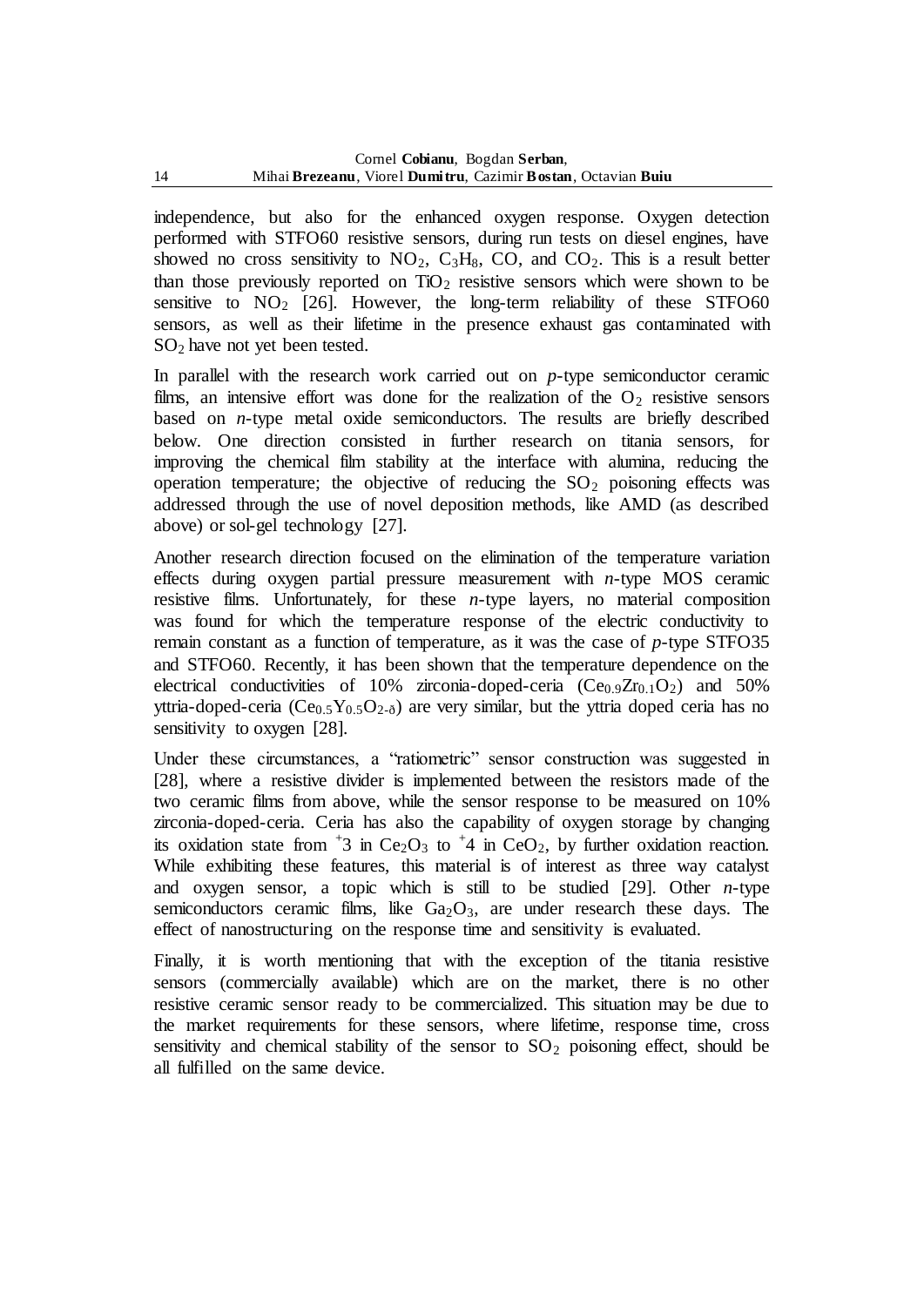independence, but also for the enhanced oxygen response. Oxygen detection performed with STFO60 resistive sensors, during run tests on diesel engines, have showed no cross sensitivity to $NO_2$, $C_3H_8$, CO, and $CO_2$. This is a result better than those previously reported on $TiO_2$ resistive sensors which were shown to be sensitive to $NO_2$ [26]. However, the long-term reliability of these STFO60 sensors, as well as their lifetime in the presence exhaust gas contaminated with $SO_2$ have not yet been tested.

In parallel with the research work carried out on *p*-type semiconductor ceramic films, an intensive effort was done for the realization of the $O_2$ resistive sensors based on *n*-type metal oxide semiconductors. The results are briefly described below. One direction consisted in further research on titania sensors, for improving the chemical film stability at the interface with alumina, reducing the operation temperature; the objective of reducing the $SO_2$ poisoning effects was addressed through the use of novel deposition methods, like AMD (as described above) or sol-gel technology [27].

Another research direction focused on the elimination of the temperature variation effects during oxygen partial pressure measurement with *n*-type MOS ceramic resistive films. Unfortunately, for these *n*-type layers, no material composition was found for which the temperature response of the electric conductivity to remain constant as a function of temperature, as it was the case of *p*-type STFO35 and STFO60. Recently, it has been shown that the temperature dependence on the electrical conductivities of 10% zirconia-doped-ceria ($Ce_{0.9}Zr_{0.1}O_2$) and 50% yttria-doped-ceria ($Ce_{0.5}Y_{0.5}O_{2-\delta}$) are very similar, but the yttria doped ceria has no sensitivity to oxygen [28].

Under these circumstances, a "ratiometric" sensor construction was suggested in [28], where a resistive divider is implemented between the resistors made of the two ceramic films from above, while the sensor response to be measured on 10% zirconia-doped-ceria. Ceria has also the capability of oxygen storage by changing its oxidation state from $^{+}3$ in $Ce_2O_3$ to $^{+}4$ in $CeO_2$, by further oxidation reaction. While exhibiting these features, this material is of interest as three way catalyst and oxygen sensor, a topic which is still to be studied [29]. Other *n*-type semiconductors ceramic films, like $Ga_2O_3$, are under research these days. The effect of nanostructuring on the response time and sensitivity is evaluated.

Finally, it is worth mentioning that with the exception of the titania resistive sensors (commercially available) which are on the market, there is no other resistive ceramic sensor ready to be commercialized. This situation may be due to the market requirements for these sensors, where lifetime, response time, cross sensitivity and chemical stability of the sensor to $SO_2$ poisoning effect, should be all fulfilled on the same device.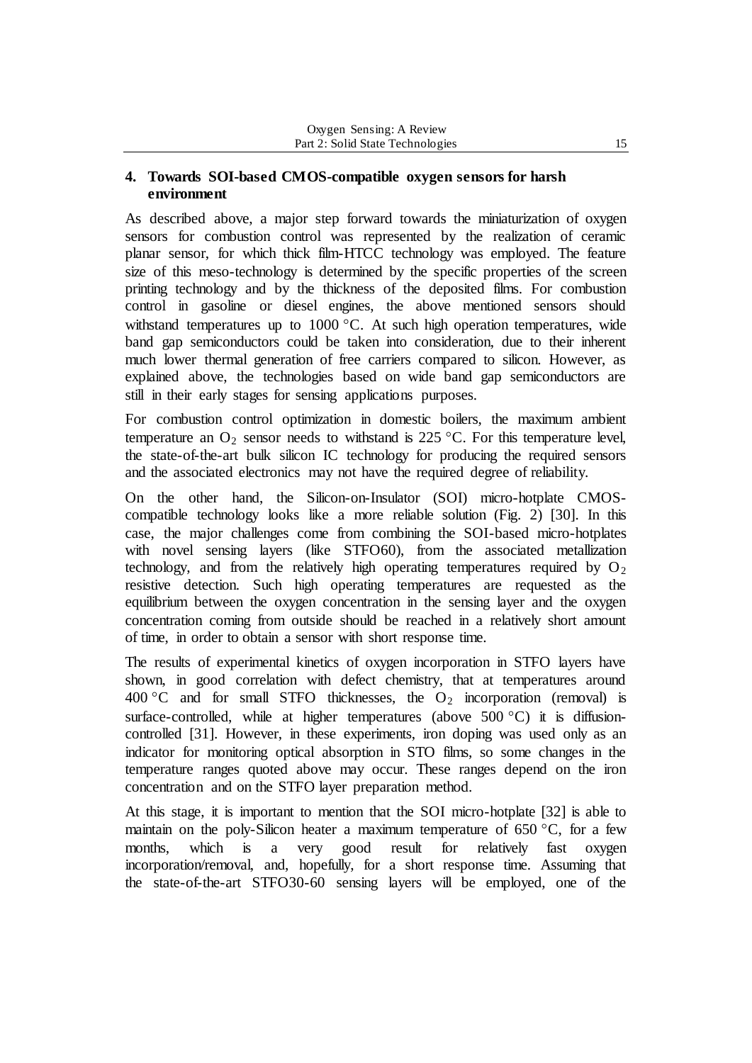## 4. Towards SOI-based CMOS-compatible oxygen sensors for harsh environment

As described above, a major step forward towards the miniaturization of oxygen sensors for combustion control was represented by the realization of ceramic planar sensor, for which thick film-HTCC technology was employed. The feature size of this meso-technology is determined by the specific properties of the screen printing technology and by the thickness of the deposited films. For combustion control in gasoline or diesel engines, the above mentioned sensors should withstand temperatures up to 1000 °C. At such high operation temperatures, wide band gap semiconductors could be taken into consideration, due to their inherent much lower thermal generation of free carriers compared to silicon. However, as explained above, the technologies based on wide band gap semiconductors are still in their early stages for sensing applications purposes.

For combustion control optimization in domestic boilers, the maximum ambient temperature an $O_2$ sensor needs to withstand is 225 °C. For this temperature level, the state-of-the-art bulk silicon IC technology for producing the required sensors and the associated electronics may not have the required degree of reliability.

On the other hand, the Silicon-on-Insulator (SOI) micro-hotplate CMOS-compatible technology looks like a more reliable solution (Fig. 2) [30]. In this case, the major challenges come from combining the SOI-based micro-hotplates with novel sensing layers (like STFO60), from the associated metallization technology, and from the relatively high operating temperatures required by $O_2$ resistive detection. Such high operating temperatures are requested as the equilibrium between the oxygen concentration in the sensing layer and the oxygen concentration coming from outside should be reached in a relatively short amount of time, in order to obtain a sensor with short response time.

The results of experimental kinetics of oxygen incorporation in STFO layers have shown, in good correlation with defect chemistry, that at temperatures around 400 °C and for small STFO thicknesses, the $O_2$ incorporation (removal) is surface-controlled, while at higher temperatures (above 500 °C) it is diffusion-controlled [31]. However, in these experiments, iron doping was used only as an indicator for monitoring optical absorption in STO films, so some changes in the temperature ranges quoted above may occur. These ranges depend on the iron concentration and on the STFO layer preparation method.

At this stage, it is important to mention that the SOI micro-hotplate [32] is able to maintain on the poly-Silicon heater a maximum temperature of 650 °C, for a few months, which is a very good result for relatively fast oxygen incorporation/removal, and, hopefully, for a short response time. Assuming that the state-of-the-art STFO30-60 sensing layers will be employed, one of the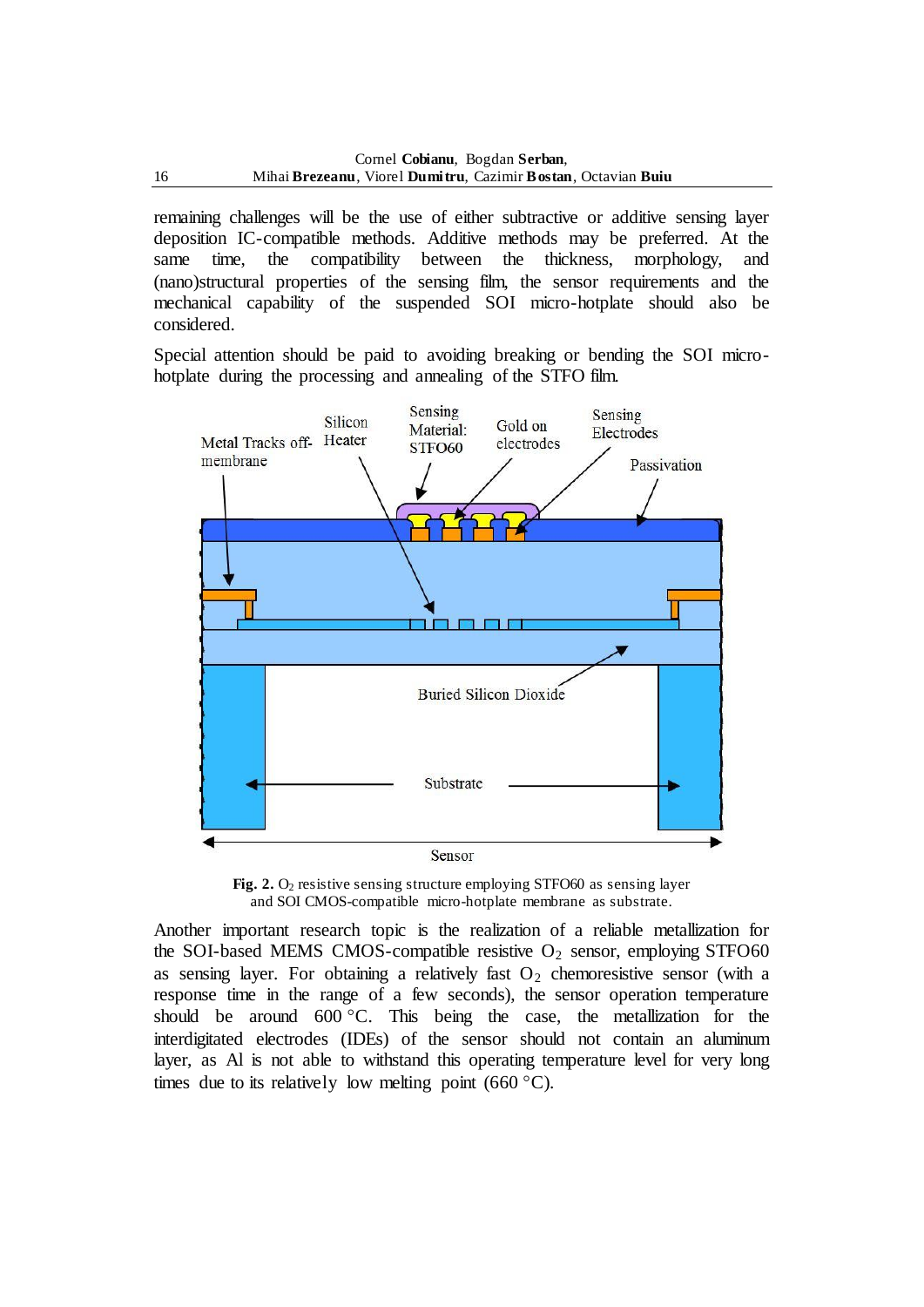remaining challenges will be the use of either subtractive or additive sensing layer deposition IC-compatible methods. Additive methods may be preferred. At the same time, the compatibility between the thickness, morphology, and (nano)structural properties of the sensing film, the sensor requirements and the mechanical capability of the suspended SOI micro-hotplate should also be considered.

Special attention should be paid to avoiding breaking or bending the SOI micro-hotplate during the processing and annealing of the STFO film.

**Fig. 2.** $O_2$ resistive sensing structure employing STFO60 as sensing layer and SOI CMOS-compatible micro-hotplate membrane as substrate.

Another important research topic is the realization of a reliable metallization for the SOI-based MEMS CMOS-compatible resistive $O_2$ sensor, employing STFO60 as sensing layer. For obtaining a relatively fast $O_2$ chemoresistive sensor (with a response time in the range of a few seconds), the sensor operation temperature should be around 600 °C. This being the case, the metallization for the interdigitated electrodes (IDEs) of the sensor should not contain an aluminum layer, as Al is not able to withstand this operating temperature level for very long times due to its relatively low melting point (660 °C).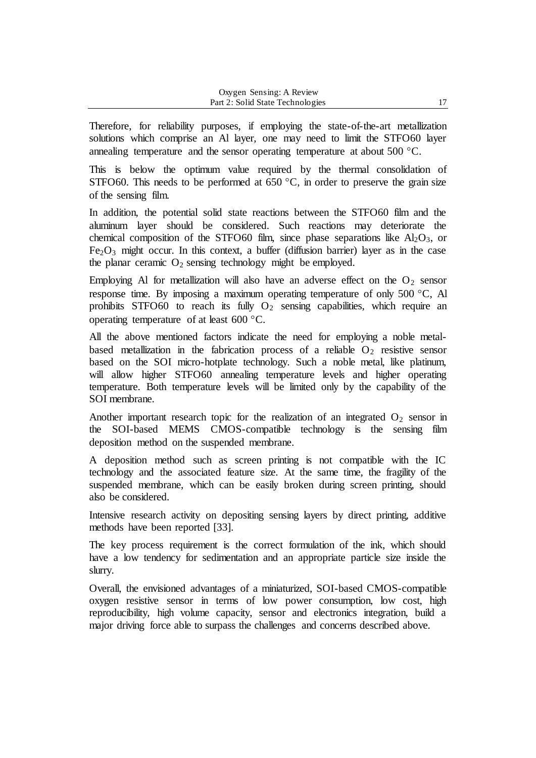Therefore, for reliability purposes, if employing the state-of-the-art metallization solutions which comprise an Al layer, one may need to limit the STFO60 layer annealing temperature and the sensor operating temperature at about 500 °C.

This is below the optimum value required by the thermal consolidation of STFO60. This needs to be performed at 650 °C, in order to preserve the grain size of the sensing film.

In addition, the potential solid state reactions between the STFO60 film and the aluminum layer should be considered. Such reactions may deteriorate the chemical composition of the STFO60 film, since phase separations like $Al_2O_3$, or $Fe_2O_3$ might occur. In this context, a buffer (diffusion barrier) layer as in the case the planar ceramic $O_2$ sensing technology might be employed.

Employing Al for metallization will also have an adverse effect on the $O_2$ sensor response time. By imposing a maximum operating temperature of only 500 °C, Al prohibits STFO60 to reach its fully $O_2$ sensing capabilities, which require an operating temperature of at least 600 °C.

All the above mentioned factors indicate the need for employing a noble metal-based metallization in the fabrication process of a reliable $O_2$ resistive sensor based on the SOI micro-hotplate technology. Such a noble metal, like platinum, will allow higher STFO60 annealing temperature levels and higher operating temperature. Both temperature levels will be limited only by the capability of the SOI membrane.

Another important research topic for the realization of an integrated $O_2$ sensor in the SOI-based MEMS CMOS-compatible technology is the sensing film deposition method on the suspended membrane.

A deposition method such as screen printing is not compatible with the IC technology and the associated feature size. At the same time, the fragility of the suspended membrane, which can be easily broken during screen printing, should also be considered.

Intensive research activity on depositing sensing layers by direct printing, additive methods have been reported [33].

The key process requirement is the correct formulation of the ink, which should have a low tendency for sedimentation and an appropriate particle size inside the slurry.

Overall, the envisioned advantages of a miniaturized, SOI-based CMOS-compatible oxygen resistive sensor in terms of low power consumption, low cost, high reproducibility, high volume capacity, sensor and electronics integration, build a major driving force able to surpass the challenges and concerns described above.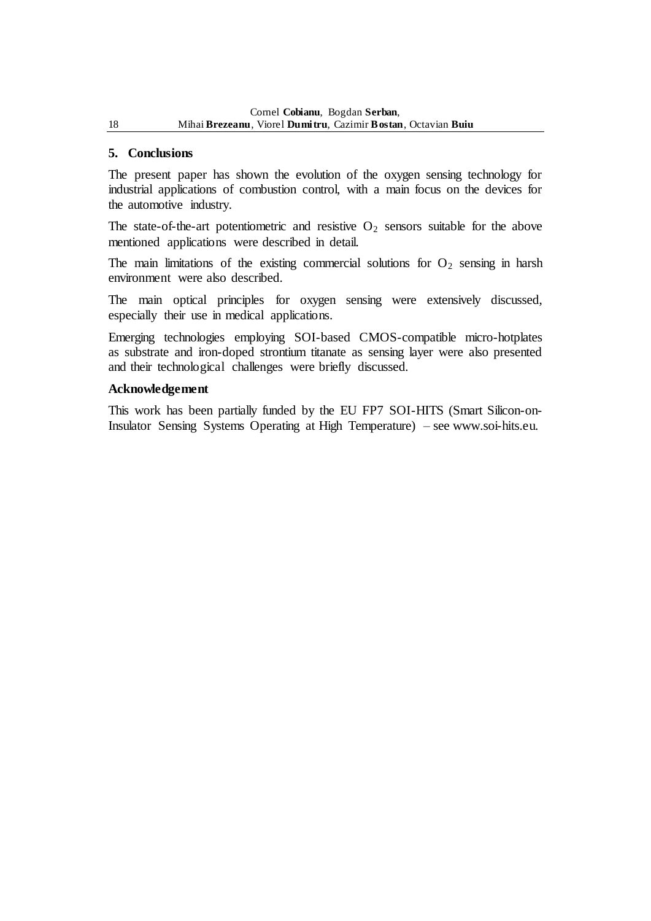## 5. Conclusions

The present paper has shown the evolution of the oxygen sensing technology for industrial applications of combustion control, with a main focus on the devices for the automotive industry.

The state-of-the-art potentiometric and resistive $O_2$ sensors suitable for the above mentioned applications were described in detail.

The main limitations of the existing commercial solutions for $O_2$ sensing in harsh environment were also described.

The main optical principles for oxygen sensing were extensively discussed, especially their use in medical applications.

Emerging technologies employing SOI-based CMOS-compatible micro-hotplates as substrate and iron-doped strontium titanate as sensing layer were also presented and their technological challenges were briefly discussed.

### Acknowledgement

This work has been partially funded by the EU FP7 SOI-HITS (Smart Silicon-on-Insulator Sensing Systems Operating at High Temperature) – see www.soi-hits.eu.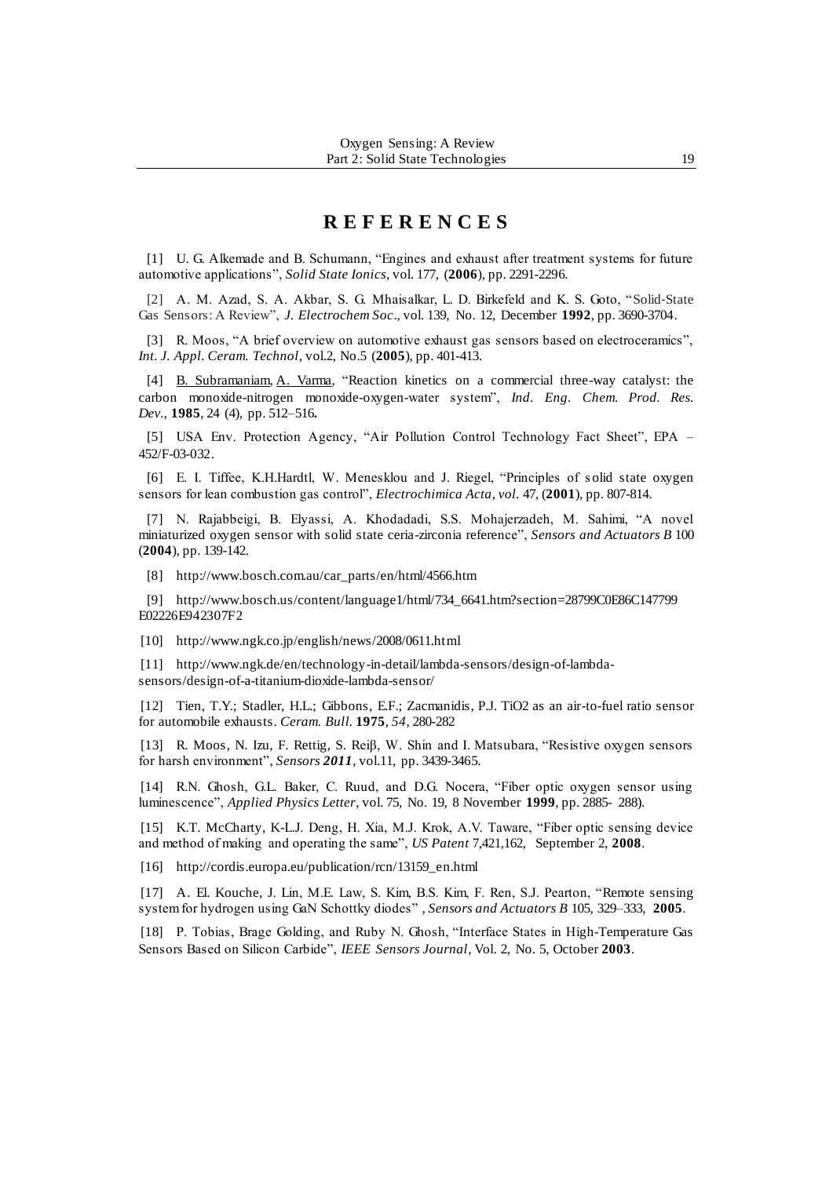## REFERENCES

[1] U. G. Alkemade and B. Schumann, "Engines and exhaust after treatment systems for future automotive applications", *Solid State Ionics*, vol. 177, (**2006**), pp. 2291-2296.

[2] A. M. Azad, S. A. Akbar, S. G. Mhaisalkar, L. D. Birkefeld and K. S. Goto, "Solid-State Gas Sensors: A Review", *J. Electrochem Soc*., vol. 139, No. 12, December **1992**, pp. 3690-3704.

[3] R. Moos, "A brief overview on automotive exhaust gas sensors based on electroceramics", *Int. J. Appl. Ceram. Technol*, vol.2, No.5 (**2005**), pp. 401-413.

[4] B. Subramaniam, A. Varma, "Reaction kinetics on a commercial three-way catalyst: the carbon monoxide-nitrogen monoxide-oxygen-water system", *Ind. Eng. Chem. Prod. Res. Dev*., **1985**, 24 (4), pp. 512–516**.**

[5] USA Env. Protection Agency, "Air Pollution Control Technology Fact Sheet", EPA – 452/F-03-032.

[6] E. I. Tiffee, K.H.Hardtl, W. Menesklou and J. Riegel, "Principles of solid state oxygen sensors for lean combustion gas control", *Electrochimica Acta, vol.* 47, (**2001**), pp. 807-814.

[7] N. Rajabbeigi, B. Elyassi, A. Khodadadi, S.S. Mohajerzadeh, M. Sahimi, "A novel miniaturized oxygen sensor with solid state ceria-zirconia reference", *Sensors and Actuators B* 100 (**2004**), pp. 139-142.

[8] http://www.bosch.com.au/car_parts/en/html/4566.htm

[9] http://www.bosch.us/content/language1/html/734_6641.htm?section=28799C0E86C147799E02226E942307F2

[10] http://www.ngk.co.jp/english/news/2008/0611.html

[11] http://www.ngk.de/en/technology-in-detail/lambda-sensors/design-of-lambda-sensors/design-of-a-titanium-dioxide-lambda-sensor/

[12] Tien, T.Y.; Stadler, H.L.; Gibbons, E.F.; Zacmanidis, P.J. TiO2 as an air-to-fuel ratio sensor for automobile exhausts. *Ceram. Bull*. **1975**, *54*, 280-282

[13] R. Moos, N. Izu, F. Rettig, S. Reiβ, W. Shin and I. Matsubara, "Resistive oxygen sensors for harsh environment", *Sensors **2011***, vol.11, pp. 3439-3465.

[14] R.N. Ghosh, G.L. Baker, C. Ruud, and D.G. Nocera, "Fiber optic oxygen sensor using luminescence", *Applied Physics Letter*, vol. 75, No. 19, 8 November **1999**, pp. 2885- 288).

[15] K.T. McCharty, K-L.J. Deng, H. Xia, M.J. Krok, A.V. Taware, "Fiber optic sensing device and method of making and operating the same", *US Patent* 7,421,162, September 2, **2008**.

[16] http://cordis.europa.eu/publication/rcn/13159_en.html

[17] A. El. Kouche, J. Lin, M.E. Law, S. Kim, B.S. Kim, F. Ren, S.J. Pearton, "Remote sensing system for hydrogen using GaN Schottky diodes" , *Sensors and Actuators B* 105, 329–333, **2005**.

[18] P. Tobias, Brage Golding, and Ruby N. Ghosh, "Interface States in High-Temperature Gas Sensors Based on Silicon Carbide", *IEEE Sensors Journal*, Vol. 2, No. 5, October **2003**.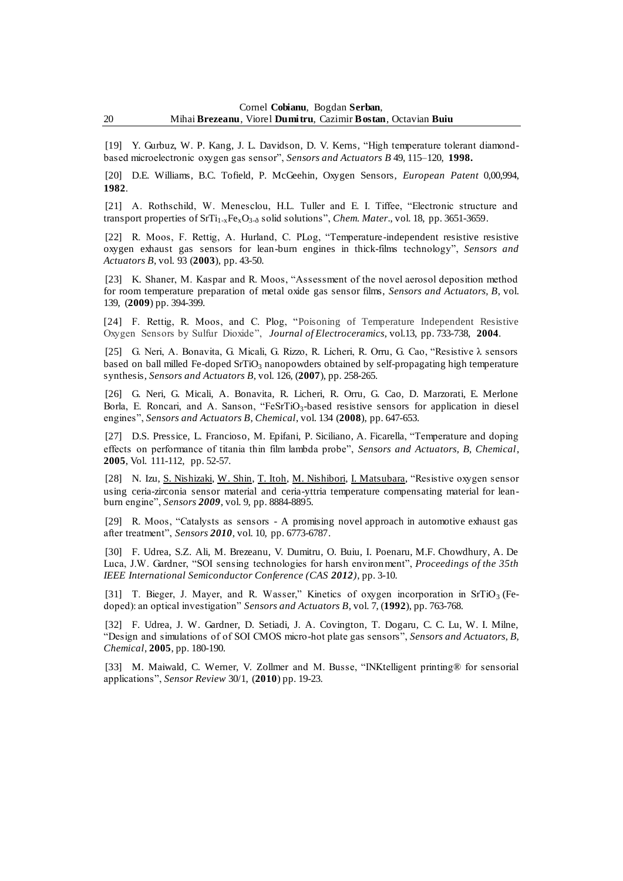[19] Y. Gurbuz, W. P. Kang, J. L. Davidson, D. V. Kerns, "High temperature tolerant diamond-based microelectronic oxygen gas sensor", *Sensors and Actuators B* 49, 115–120, **1998.**

[20] D.E. Williams, B.C. Tofield, P. McGeehin, Oxygen Sensors, *European Patent* 0,00,994, **1982**.

[21] A. Rothschild, W. Menesclou, H.L. Tuller and E. I. Tiffee, "Electronic structure and transport properties of $SrTi_{1-x}Fe_xO_{3-\delta}$ solid solutions", *Chem. Mater*., vol. 18, pp. 3651-3659.

[22] R. Moos, F. Rettig, A. Hurland, C. PLog, "Temperature-independent resistive resistive oxygen exhaust gas sensors for lean-burn engines in thick-films technology", *Sensors and Actuators B*, vol. 93 (**2003**), pp. 43-50.

[23] K. Shaner, M. Kaspar and R. Moos, "Assessment of the novel aerosol deposition method for room temperature preparation of metal oxide gas sensor films, *Sensors and Actuators, B*, vol. 139, (**2009**) pp. 394-399.

[24] F. Rettig, R. Moos, and C. Plog, "Poisoning of Temperature Independent Resistive Oxygen Sensors by Sulfur Dioxide", *Journal of Electroceramics*, vol.13, pp. 733-738, **2004**.

[25] G. Neri, A. Bonavita, G. Micali, G. Rizzo, R. Licheri, R. Orru, G. Cao, "Resistive λ sensors based on ball milled Fe-doped $SrTiO_3$ nanopowders obtained by self-propagating high temperature synthesis, *Sensors and Actuators B*, vol. 126, (**2007**), pp. 258-265.

[26] G. Neri, G. Micali, A. Bonavita, R. Licheri, R. Orru, G. Cao, D. Marzorati, E. Merlone Borla, E. Roncari, and A. Sanson, "$FeSrTiO_3$-based resistive sensors for application in diesel engines", *Sensors and Actuators B, Chemical*, vol. 134 (**2008**), pp. 647-653.

[27] D.S. Pressice, L. Francioso, M. Epifani, P. Siciliano, A. Ficarella, "Temperature and doping effects on performance of titania thin film lambda probe", *Sensors and Actuators, B, Chemical*, **2005**, Vol. 111-112, pp. 52-57.

[28] N. Izu, S. Nishizaki, W. Shin, T. Itoh, M. Nishibori, I. Matsubara, "Resistive oxygen sensor using ceria-zirconia sensor material and ceria-yttria temperature compensating material for lean-burn engine", *Sensors **2009***, vol. 9, pp. 8884-8895.

[29] R. Moos, "Catalysts as sensors - A promising novel approach in automotive exhaust gas after treatment", *Sensors **2010***, vol. 10, pp. 6773-6787.

[30] F. Udrea, S.Z. Ali, M. Brezeanu, V. Dumitru, O. Buiu, I. Poenaru, M.F. Chowdhury, A. De Luca, J.W. Gardner, "SOI sensing technologies for harsh environment", *Proceedings of the 35th IEEE International Semiconductor Conference (CAS **2012**)*, pp. 3-10.

[31] T. Bieger, J. Mayer, and R. Wasser," Kinetics of oxygen incorporation in $SrTiO_3$ (Fe-doped): an optical investigation" *Sensors and Actuators B*, vol. 7, (**1992**), pp. 763-768.

[32] F. Udrea, J. W. Gardner, D. Setiadi, J. A. Covington, T. Dogaru, C. C. Lu, W. I. Milne, "Design and simulations of of SOI CMOS micro-hot plate gas sensors", *Sensors and Actuators, B, Chemical*, **2005**, pp. 180-190.

[33] M. Maiwald, C. Werner, V. Zollmer and M. Busse, "INKtelligent printing® for sensorial applications", *Sensor Review* 30/1, (**2010**) pp. 19-23.